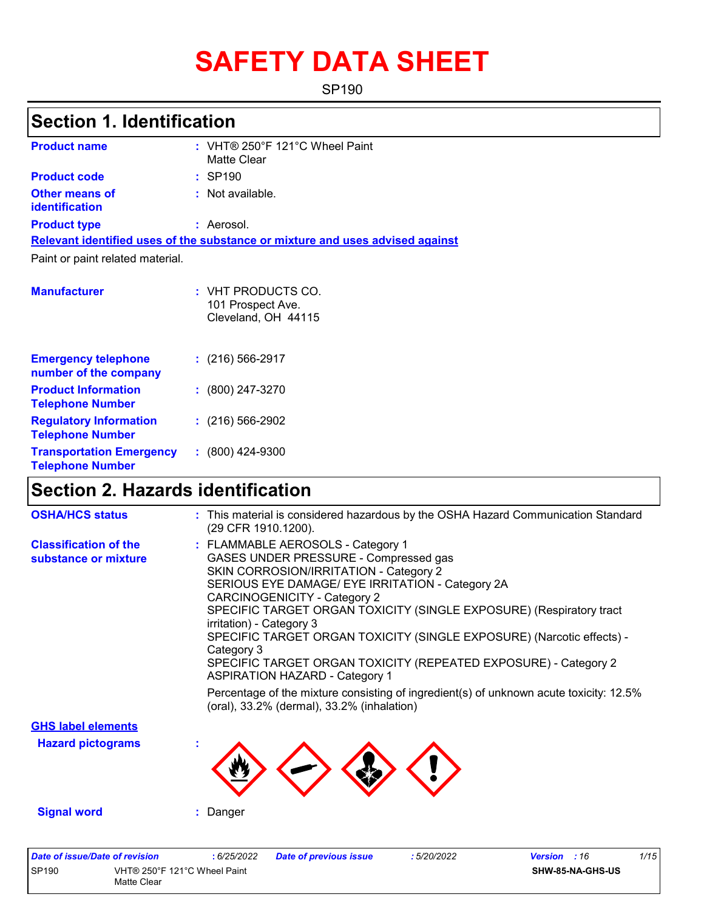# SAFETY DATA SHEET

SP190

## Section 1. Identification

| | |
|---|---|
| **Product name** | : VHT® 250°F 121°C Wheel Paint Matte Clear |
| **Product code** | : SP190 |
| **Other means of identification** | : Not available. |
| **Product type** | : Aerosol. |

**Relevant identified uses of the substance or mixture and uses advised against**

Paint or paint related material.

| | |
|---|---|
| **Manufacturer** | : VHT PRODUCTS CO.<br>101 Prospect Ave.<br>Cleveland, OH 44115 |
| **Emergency telephone number of the company** | : (216) 566-2917 |
| **Product Information Telephone Number** | : (800) 247-3270 |
| **Regulatory Information Telephone Number** | : (216) 566-2902 |
| **Transportation Emergency Telephone Number** | : (800) 424-9300 |

## Section 2. Hazards identification

**OSHA/HCS status** : This material is considered hazardous by the OSHA Hazard Communication Standard (29 CFR 1910.1200).

**Classification of the substance or mixture** :
FLAMMABLE AEROSOLS - Category 1
GASES UNDER PRESSURE - Compressed gas
SKIN CORROSION/IRRITATION - Category 2
SERIOUS EYE DAMAGE/ EYE IRRITATION - Category 2A
CARCINOGENICITY - Category 2
SPECIFIC TARGET ORGAN TOXICITY (SINGLE EXPOSURE) (Respiratory tract irritation) - Category 3
SPECIFIC TARGET ORGAN TOXICITY (SINGLE EXPOSURE) (Narcotic effects) - Category 3
SPECIFIC TARGET ORGAN TOXICITY (REPEATED EXPOSURE) - Category 2
ASPIRATION HAZARD - Category 1

Percentage of the mixture consisting of ingredient(s) of unknown acute toxicity: 12.5% (oral), 33.2% (dermal), 33.2% (inhalation)

**GHS label elements**

**Hazard pictograms** :

**Signal word** : Danger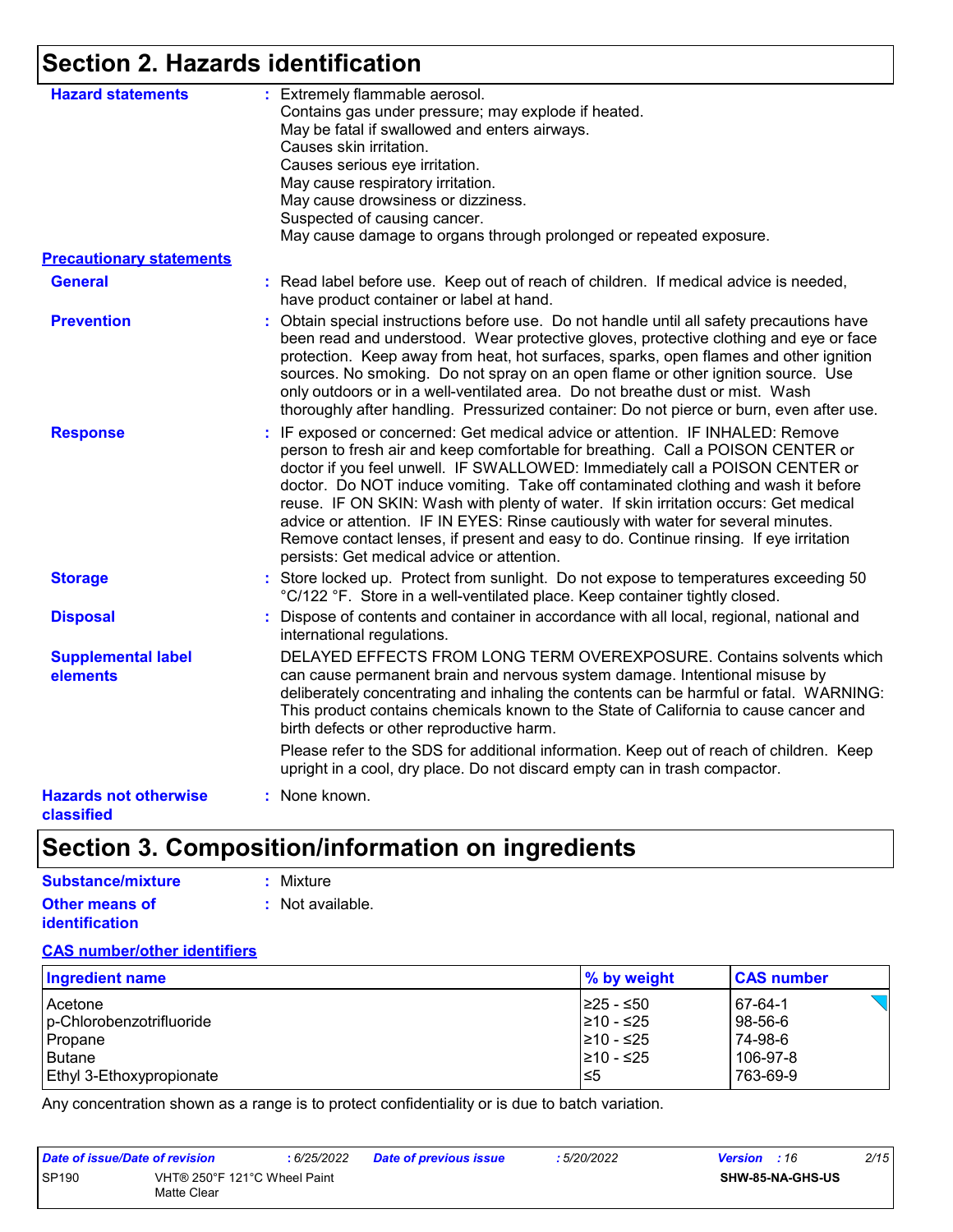## Section 2. Hazards identification

**Hazard statements** : Extremely flammable aerosol.
Contains gas under pressure; may explode if heated.
May be fatal if swallowed and enters airways.
Causes skin irritation.
Causes serious eye irritation.
May cause respiratory irritation.
May cause drowsiness or dizziness.
Suspected of causing cancer.
May cause damage to organs through prolonged or repeated exposure.

**Precautionary statements**

**General** : Read label before use. Keep out of reach of children. If medical advice is needed, have product container or label at hand.

**Prevention** : Obtain special instructions before use. Do not handle until all safety precautions have been read and understood. Wear protective gloves, protective clothing and eye or face protection. Keep away from heat, hot surfaces, sparks, open flames and other ignition sources. No smoking. Do not spray on an open flame or other ignition source. Use only outdoors or in a well-ventilated area. Do not breathe dust or mist. Wash thoroughly after handling. Pressurized container: Do not pierce or burn, even after use.

**Response** : IF exposed or concerned: Get medical advice or attention. IF INHALED: Remove person to fresh air and keep comfortable for breathing. Call a POISON CENTER or doctor if you feel unwell. IF SWALLOWED: Immediately call a POISON CENTER or doctor. Do NOT induce vomiting. Take off contaminated clothing and wash it before reuse. IF ON SKIN: Wash with plenty of water. If skin irritation occurs: Get medical advice or attention. IF IN EYES: Rinse cautiously with water for several minutes. Remove contact lenses, if present and easy to do. Continue rinsing. If eye irritation persists: Get medical advice or attention.

**Storage** : Store locked up. Protect from sunlight. Do not expose to temperatures exceeding 50 °C/122 °F. Store in a well-ventilated place. Keep container tightly closed.

**Disposal** : Dispose of contents and container in accordance with all local, regional, national and international regulations.

**Supplemental label elements** DELAYED EFFECTS FROM LONG TERM OVEREXPOSURE. Contains solvents which can cause permanent brain and nervous system damage. Intentional misuse by deliberately concentrating and inhaling the contents can be harmful or fatal. WARNING: This product contains chemicals known to the State of California to cause cancer and birth defects or other reproductive harm.

Please refer to the SDS for additional information. Keep out of reach of children. Keep upright in a cool, dry place. Do not discard empty can in trash compactor.

**Hazards not otherwise classified** : None known.

## Section 3. Composition/information on ingredients

**Substance/mixture** : Mixture

**Other means of identification** : Not available.

**CAS number/other identifiers**

| Ingredient name | % by weight | CAS number |
|---|---|---|
| Acetone | ≥25 - ≤50 | 67-64-1 |
| p-Chlorobenzotrifluoride | ≥10 - ≤25 | 98-56-6 |
| Propane | ≥10 - ≤25 | 74-98-6 |
| Butane | ≥10 - ≤25 | 106-97-8 |
| Ethyl 3-Ethoxypropionate | ≤5 | 763-69-9 |

Any concentration shown as a range is to protect confidentiality or is due to batch variation.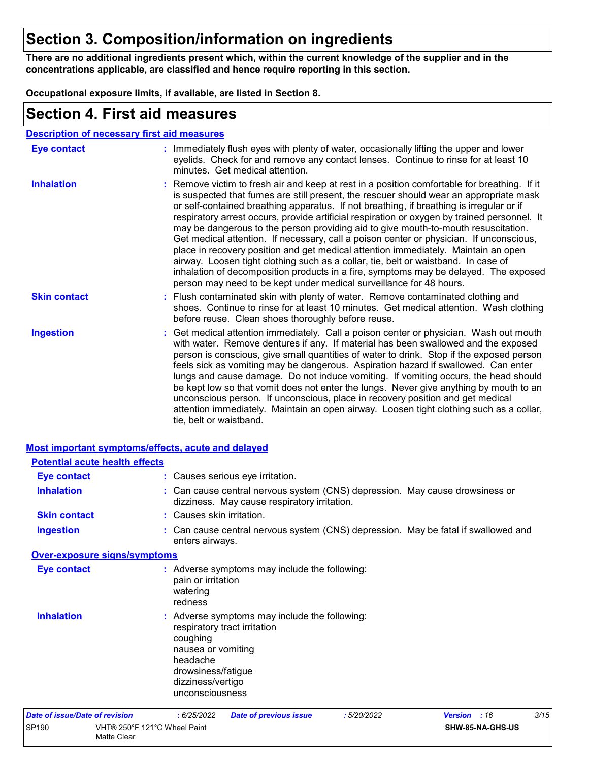# Section 3. Composition/information on ingredients

**There are no additional ingredients present which, within the current knowledge of the supplier and in the concentrations applicable, are classified and hence require reporting in this section.**

**Occupational exposure limits, if available, are listed in Section 8.**

# Section 4. First aid measures

## Description of necessary first aid measures

**Eye contact** : Immediately flush eyes with plenty of water, occasionally lifting the upper and lower eyelids. Check for and remove any contact lenses. Continue to rinse for at least 10 minutes. Get medical attention.

**Inhalation** : Remove victim to fresh air and keep at rest in a position comfortable for breathing. If it is suspected that fumes are still present, the rescuer should wear an appropriate mask or self-contained breathing apparatus. If not breathing, if breathing is irregular or if respiratory arrest occurs, provide artificial respiration or oxygen by trained personnel. It may be dangerous to the person providing aid to give mouth-to-mouth resuscitation. Get medical attention. If necessary, call a poison center or physician. If unconscious, place in recovery position and get medical attention immediately. Maintain an open airway. Loosen tight clothing such as a collar, tie, belt or waistband. In case of inhalation of decomposition products in a fire, symptoms may be delayed. The exposed person may need to be kept under medical surveillance for 48 hours.

**Skin contact** : Flush contaminated skin with plenty of water. Remove contaminated clothing and shoes. Continue to rinse for at least 10 minutes. Get medical attention. Wash clothing before reuse. Clean shoes thoroughly before reuse.

**Ingestion** : Get medical attention immediately. Call a poison center or physician. Wash out mouth with water. Remove dentures if any. If material has been swallowed and the exposed person is conscious, give small quantities of water to drink. Stop if the exposed person feels sick as vomiting may be dangerous. Aspiration hazard if swallowed. Can enter lungs and cause damage. Do not induce vomiting. If vomiting occurs, the head should be kept low so that vomit does not enter the lungs. Never give anything by mouth to an unconscious person. If unconscious, place in recovery position and get medical attention immediately. Maintain an open airway. Loosen tight clothing such as a collar, tie, belt or waistband.

## Most important symptoms/effects, acute and delayed

### Potential acute health effects

**Eye contact** : Causes serious eye irritation.

**Inhalation** : Can cause central nervous system (CNS) depression. May cause drowsiness or dizziness. May cause respiratory irritation.

**Skin contact** : Causes skin irritation.

**Ingestion** : Can cause central nervous system (CNS) depression. May be fatal if swallowed and enters airways.

### Over-exposure signs/symptoms

**Eye contact** : Adverse symptoms may include the following:
pain or irritation
watering
redness

**Inhalation** : Adverse symptoms may include the following:
respiratory tract irritation
coughing
nausea or vomiting
headache
drowsiness/fatigue
dizziness/vertigo
unconsciousness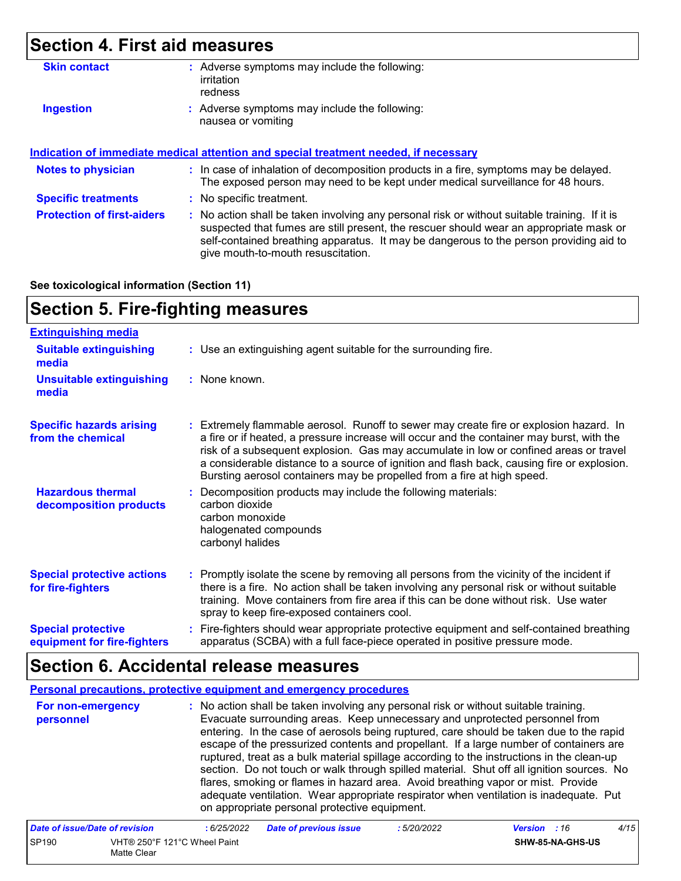## Section 4. First aid measures

| | |
|---|---|
| **Skin contact** | : Adverse symptoms may include the following:<br>irritation<br>redness |
| **Ingestion** | : Adverse symptoms may include the following:<br>nausea or vomiting |

### Indication of immediate medical attention and special treatment needed, if necessary

| | |
|---|---|
| **Notes to physician** | : In case of inhalation of decomposition products in a fire, symptoms may be delayed. The exposed person may need to be kept under medical surveillance for 48 hours. |
| **Specific treatments** | : No specific treatment. |
| **Protection of first-aiders** | : No action shall be taken involving any personal risk or without suitable training. If it is suspected that fumes are still present, the rescuer should wear an appropriate mask or self-contained breathing apparatus. It may be dangerous to the person providing aid to give mouth-to-mouth resuscitation. |

**See toxicological information (Section 11)**

## Section 5. Fire-fighting measures

### Extinguishing media

| | |
|---|---|
| **Suitable extinguishing media** | : Use an extinguishing agent suitable for the surrounding fire. |
| **Unsuitable extinguishing media** | : None known. |
| **Specific hazards arising from the chemical** | : Extremely flammable aerosol. Runoff to sewer may create fire or explosion hazard. In a fire or if heated, a pressure increase will occur and the container may burst, with the risk of a subsequent explosion. Gas may accumulate in low or confined areas or travel a considerable distance to a source of ignition and flash back, causing fire or explosion. Bursting aerosol containers may be propelled from a fire at high speed. |
| **Hazardous thermal decomposition products** | : Decomposition products may include the following materials:<br>carbon dioxide<br>carbon monoxide<br>halogenated compounds<br>carbonyl halides |
| **Special protective actions for fire-fighters** | : Promptly isolate the scene by removing all persons from the vicinity of the incident if there is a fire. No action shall be taken involving any personal risk or without suitable training. Move containers from fire area if this can be done without risk. Use water spray to keep fire-exposed containers cool. |
| **Special protective equipment for fire-fighters** | : Fire-fighters should wear appropriate protective equipment and self-contained breathing apparatus (SCBA) with a full face-piece operated in positive pressure mode. |

## Section 6. Accidental release measures

### Personal precautions, protective equipment and emergency procedures

| | |
|---|---|
| **For non-emergency personnel** | : No action shall be taken involving any personal risk or without suitable training. Evacuate surrounding areas. Keep unnecessary and unprotected personnel from entering. In the case of aerosols being ruptured, care should be taken due to the rapid escape of the pressurized contents and propellant. If a large number of containers are ruptured, treat as a bulk material spillage according to the instructions in the clean-up section. Do not touch or walk through spilled material. Shut off all ignition sources. No flares, smoking or flames in hazard area. Avoid breathing vapor or mist. Provide adequate ventilation. Wear appropriate respirator when ventilation is inadequate. Put on appropriate personal protective equipment. |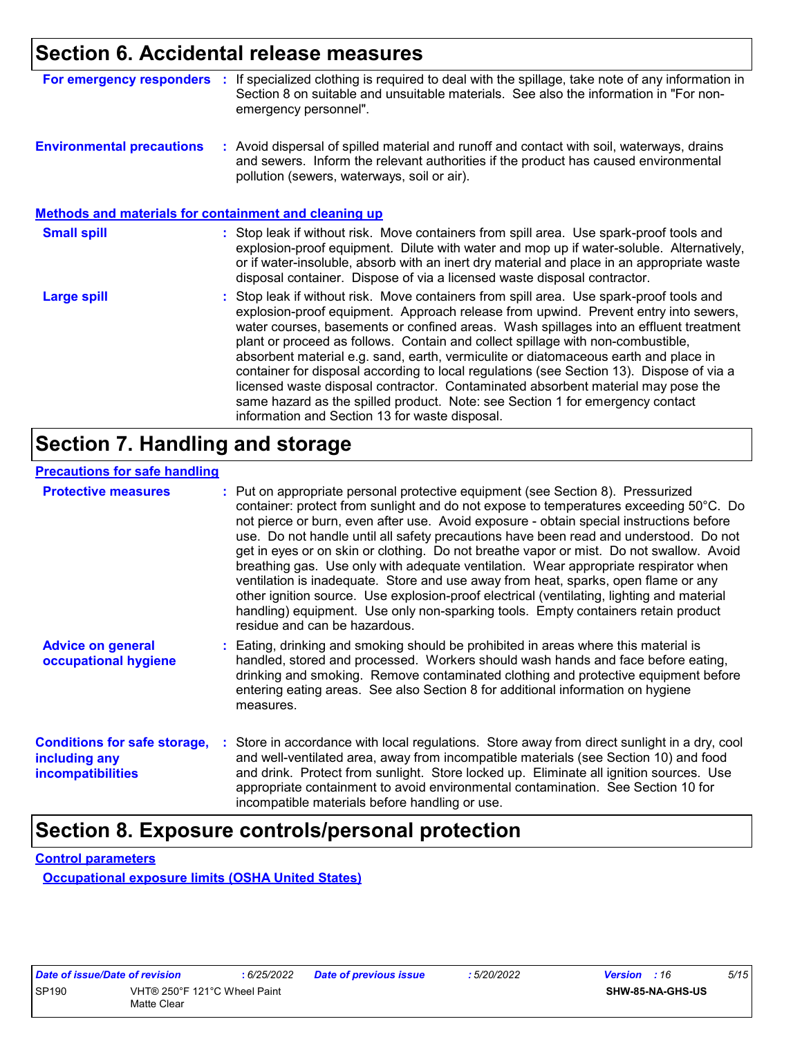## Section 6. Accidental release measures

**For emergency responders** : If specialized clothing is required to deal with the spillage, take note of any information in Section 8 on suitable and unsuitable materials. See also the information in "For non-emergency personnel".

**Environmental precautions** : Avoid dispersal of spilled material and runoff and contact with soil, waterways, drains and sewers. Inform the relevant authorities if the product has caused environmental pollution (sewers, waterways, soil or air).

### Methods and materials for containment and cleaning up

**Small spill** : Stop leak if without risk. Move containers from spill area. Use spark-proof tools and explosion-proof equipment. Dilute with water and mop up if water-soluble. Alternatively, or if water-insoluble, absorb with an inert dry material and place in an appropriate waste disposal container. Dispose of via a licensed waste disposal contractor.

**Large spill** : Stop leak if without risk. Move containers from spill area. Use spark-proof tools and explosion-proof equipment. Approach release from upwind. Prevent entry into sewers, water courses, basements or confined areas. Wash spillages into an effluent treatment plant or proceed as follows. Contain and collect spillage with non-combustible, absorbent material e.g. sand, earth, vermiculite or diatomaceous earth and place in container for disposal according to local regulations (see Section 13). Dispose of via a licensed waste disposal contractor. Contaminated absorbent material may pose the same hazard as the spilled product. Note: see Section 1 for emergency contact information and Section 13 for waste disposal.

## Section 7. Handling and storage

### Precautions for safe handling

**Protective measures** : Put on appropriate personal protective equipment (see Section 8). Pressurized container: protect from sunlight and do not expose to temperatures exceeding 50°C. Do not pierce or burn, even after use. Avoid exposure - obtain special instructions before use. Do not handle until all safety precautions have been read and understood. Do not get in eyes or on skin or clothing. Do not breathe vapor or mist. Do not swallow. Avoid breathing gas. Use only with adequate ventilation. Wear appropriate respirator when ventilation is inadequate. Store and use away from heat, sparks, open flame or any other ignition source. Use explosion-proof electrical (ventilating, lighting and material handling) equipment. Use only non-sparking tools. Empty containers retain product residue and can be hazardous.

**Advice on general occupational hygiene** : Eating, drinking and smoking should be prohibited in areas where this material is handled, stored and processed. Workers should wash hands and face before eating, drinking and smoking. Remove contaminated clothing and protective equipment before entering eating areas. See also Section 8 for additional information on hygiene measures.

**Conditions for safe storage, including any incompatibilities** : Store in accordance with local regulations. Store away from direct sunlight in a dry, cool and well-ventilated area, away from incompatible materials (see Section 10) and food and drink. Protect from sunlight. Store locked up. Eliminate all ignition sources. Use appropriate containment to avoid environmental contamination. See Section 10 for incompatible materials before handling or use.

## Section 8. Exposure controls/personal protection

### Control parameters

#### Occupational exposure limits (OSHA United States)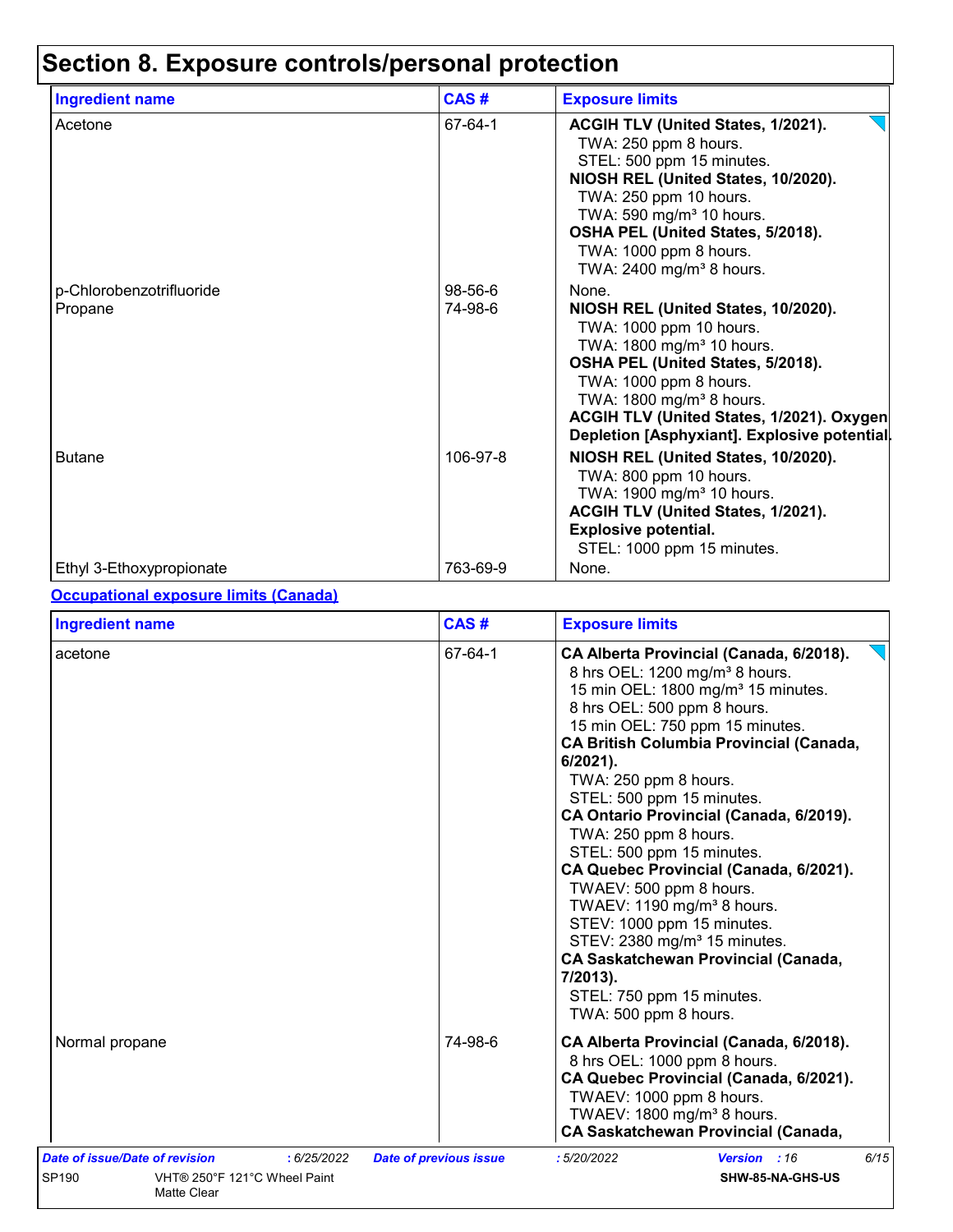# Section 8. Exposure controls/personal protection

| Ingredient name | CAS # | Exposure limits |
|---|---|---|
| Acetone | 67-64-1 | **ACGIH TLV (United States, 1/2021).**<br>TWA: 250 ppm 8 hours.<br>STEL: 500 ppm 15 minutes.<br>**NIOSH REL (United States, 10/2020).**<br>TWA: 250 ppm 10 hours.<br>TWA: 590 mg/m³ 10 hours.<br>**OSHA PEL (United States, 5/2018).**<br>TWA: 1000 ppm 8 hours.<br>TWA: 2400 mg/m³ 8 hours. |
| p-Chlorobenzotrifluoride | 98-56-6 | None. |
| Propane | 74-98-6 | **NIOSH REL (United States, 10/2020).**<br>TWA: 1000 ppm 10 hours.<br>TWA: 1800 mg/m³ 10 hours.<br>**OSHA PEL (United States, 5/2018).**<br>TWA: 1000 ppm 8 hours.<br>TWA: 1800 mg/m³ 8 hours.<br>**ACGIH TLV (United States, 1/2021). Oxygen Depletion [Asphyxiant]. Explosive potential.** |
| Butane | 106-97-8 | **NIOSH REL (United States, 10/2020).**<br>TWA: 800 ppm 10 hours.<br>TWA: 1900 mg/m³ 10 hours.<br>**ACGIH TLV (United States, 1/2021). Explosive potential.**<br>STEL: 1000 ppm 15 minutes. |
| Ethyl 3-Ethoxypropionate | 763-69-9 | None. |

**Occupational exposure limits (Canada)**

| Ingredient name | CAS # | Exposure limits |
|---|---|---|
| acetone | 67-64-1 | **CA Alberta Provincial (Canada, 6/2018).**<br>8 hrs OEL: 1200 mg/m³ 8 hours.<br>15 min OEL: 1800 mg/m³ 15 minutes.<br>8 hrs OEL: 500 ppm 8 hours.<br>15 min OEL: 750 ppm 15 minutes.<br>**CA British Columbia Provincial (Canada, 6/2021).**<br>TWA: 250 ppm 8 hours.<br>STEL: 500 ppm 15 minutes.<br>**CA Ontario Provincial (Canada, 6/2019).**<br>TWA: 250 ppm 8 hours.<br>STEL: 500 ppm 15 minutes.<br>**CA Quebec Provincial (Canada, 6/2021).**<br>TWAEV: 500 ppm 8 hours.<br>TWAEV: 1190 mg/m³ 8 hours.<br>STEV: 1000 ppm 15 minutes.<br>STEV: 2380 mg/m³ 15 minutes.<br>**CA Saskatchewan Provincial (Canada, 7/2013).**<br>STEL: 750 ppm 15 minutes.<br>TWA: 500 ppm 8 hours. |
| Normal propane | 74-98-6 | **CA Alberta Provincial (Canada, 6/2018).**<br>8 hrs OEL: 1000 ppm 8 hours.<br>**CA Quebec Provincial (Canada, 6/2021).**<br>TWAEV: 1000 ppm 8 hours.<br>TWAEV: 1800 mg/m³ 8 hours.<br>**CA Saskatchewan Provincial (Canada,** |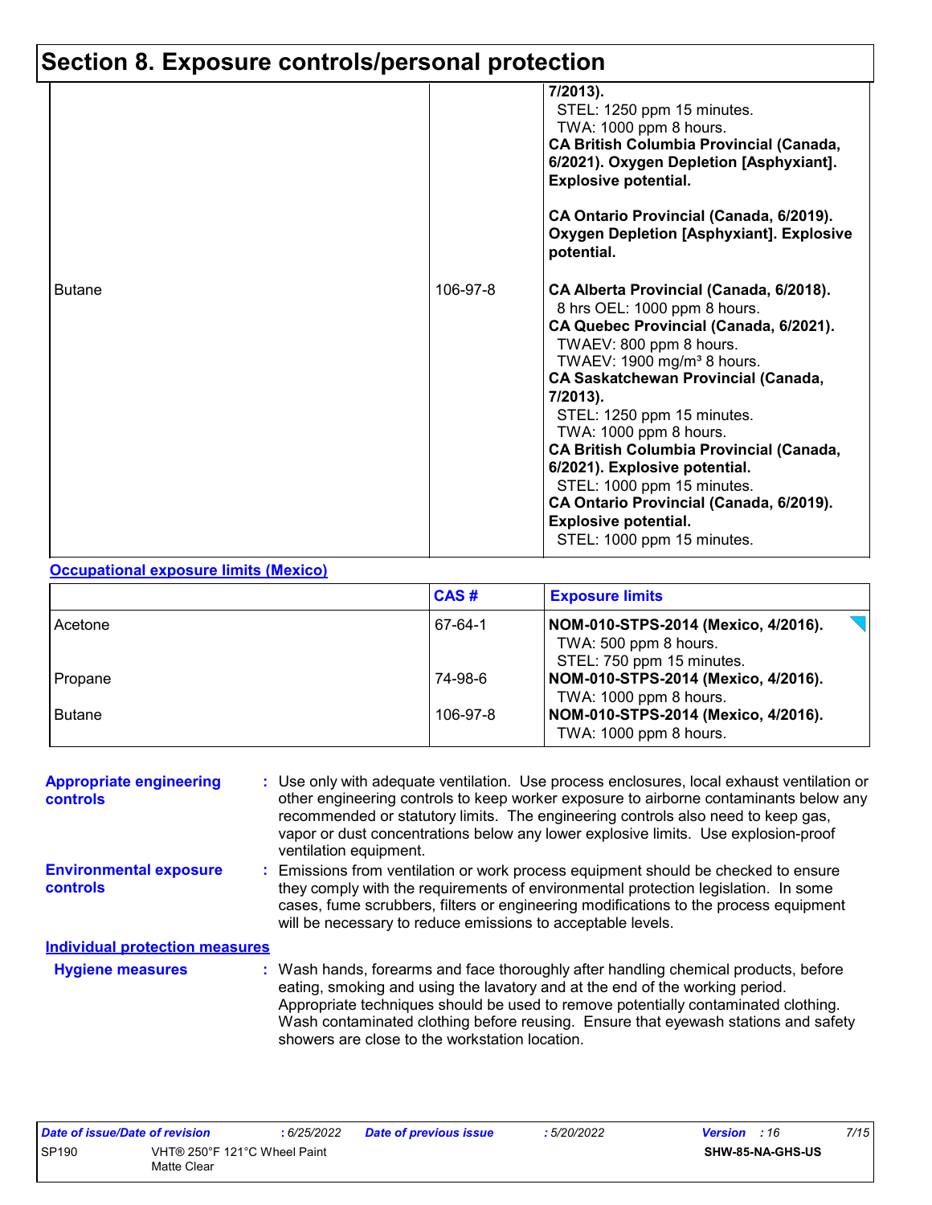# Section 8. Exposure controls/personal protection

| | | |
|---|---|---|
| | | **7/2013).**<br>STEL: 1250 ppm 15 minutes.<br>TWA: 1000 ppm 8 hours.<br>**CA British Columbia Provincial (Canada, 6/2021). Oxygen Depletion [Asphyxiant]. Explosive potential.**<br><br>**CA Ontario Provincial (Canada, 6/2019). Oxygen Depletion [Asphyxiant]. Explosive potential.** |
| Butane | 106-97-8 | **CA Alberta Provincial (Canada, 6/2018).**<br>8 hrs OEL: 1000 ppm 8 hours.<br>**CA Quebec Provincial (Canada, 6/2021).**<br>TWAEV: 800 ppm 8 hours.<br>TWAEV: 1900 mg/m³ 8 hours.<br>**CA Saskatchewan Provincial (Canada, 7/2013).**<br>STEL: 1250 ppm 15 minutes.<br>TWA: 1000 ppm 8 hours.<br>**CA British Columbia Provincial (Canada, 6/2021). Explosive potential.**<br>STEL: 1000 ppm 15 minutes.<br>**CA Ontario Provincial (Canada, 6/2019). Explosive potential.**<br>STEL: 1000 ppm 15 minutes. |

**Occupational exposure limits (Mexico)**

| | CAS # | Exposure limits |
|---|---|---|
| Acetone | 67-64-1 | **NOM-010-STPS-2014 (Mexico, 4/2016).**<br>TWA: 500 ppm 8 hours.<br>STEL: 750 ppm 15 minutes. |
| Propane | 74-98-6 | **NOM-010-STPS-2014 (Mexico, 4/2016).**<br>TWA: 1000 ppm 8 hours. |
| Butane | 106-97-8 | **NOM-010-STPS-2014 (Mexico, 4/2016).**<br>TWA: 1000 ppm 8 hours. |

**Appropriate engineering controls** : Use only with adequate ventilation. Use process enclosures, local exhaust ventilation or other engineering controls to keep worker exposure to airborne contaminants below any recommended or statutory limits. The engineering controls also need to keep gas, vapor or dust concentrations below any lower explosive limits. Use explosion-proof ventilation equipment.

**Environmental exposure controls** : Emissions from ventilation or work process equipment should be checked to ensure they comply with the requirements of environmental protection legislation. In some cases, fume scrubbers, filters or engineering modifications to the process equipment will be necessary to reduce emissions to acceptable levels.

**Individual protection measures**

**Hygiene measures** : Wash hands, forearms and face thoroughly after handling chemical products, before eating, smoking and using the lavatory and at the end of the working period. Appropriate techniques should be used to remove potentially contaminated clothing. Wash contaminated clothing before reusing. Ensure that eyewash stations and safety showers are close to the workstation location.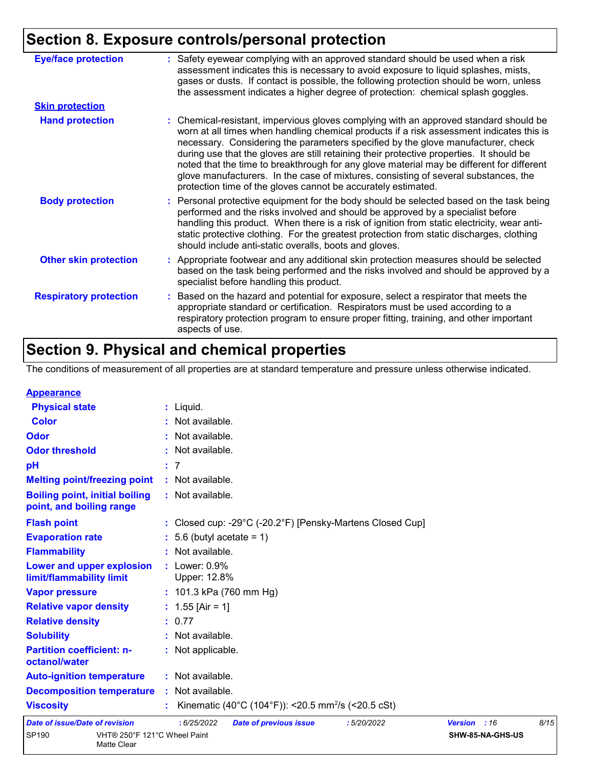## Section 8. Exposure controls/personal protection

| | |
|---|---|
| **Eye/face protection** | : Safety eyewear complying with an approved standard should be used when a risk assessment indicates this is necessary to avoid exposure to liquid splashes, mists, gases or dusts. If contact is possible, the following protection should be worn, unless the assessment indicates a higher degree of protection: chemical splash goggles. |
| **Skin protection** | |
| **Hand protection** | : Chemical-resistant, impervious gloves complying with an approved standard should be worn at all times when handling chemical products if a risk assessment indicates this is necessary. Considering the parameters specified by the glove manufacturer, check during use that the gloves are still retaining their protective properties. It should be noted that the time to breakthrough for any glove material may be different for different glove manufacturers. In the case of mixtures, consisting of several substances, the protection time of the gloves cannot be accurately estimated. |
| **Body protection** | : Personal protective equipment for the body should be selected based on the task being performed and the risks involved and should be approved by a specialist before handling this product. When there is a risk of ignition from static electricity, wear anti-static protective clothing. For the greatest protection from static discharges, clothing should include anti-static overalls, boots and gloves. |
| **Other skin protection** | : Appropriate footwear and any additional skin protection measures should be selected based on the task being performed and the risks involved and should be approved by a specialist before handling this product. |
| **Respiratory protection** | : Based on the hazard and potential for exposure, select a respirator that meets the appropriate standard or certification. Respirators must be used according to a respiratory protection program to ensure proper fitting, training, and other important aspects of use. |

## Section 9. Physical and chemical properties

The conditions of measurement of all properties are at standard temperature and pressure unless otherwise indicated.

| | |
|---|---|
| **Appearance** | |
| **Physical state** | : Liquid. |
| **Color** | : Not available. |
| **Odor** | : Not available. |
| **Odor threshold** | : Not available. |
| **pH** | : 7 |
| **Melting point/freezing point** | : Not available. |
| **Boiling point, initial boiling point, and boiling range** | : Not available. |
| **Flash point** | : Closed cup: -29°C (-20.2°F) [Pensky-Martens Closed Cup] |
| **Evaporation rate** | : 5.6 (butyl acetate = 1) |
| **Flammability** | : Not available. |
| **Lower and upper explosion limit/flammability limit** | : Lower: 0.9%<br>Upper: 12.8% |
| **Vapor pressure** | : 101.3 kPa (760 mm Hg) |
| **Relative vapor density** | : 1.55 [Air = 1] |
| **Relative density** | : 0.77 |
| **Solubility** | : Not available. |
| **Partition coefficient: n-octanol/water** | : Not applicable. |
| **Auto-ignition temperature** | : Not available. |
| **Decomposition temperature** | : Not available. |
| **Viscosity** | : Kinematic (40°C (104°F)): <20.5 $mm^2/s$ (<20.5 cSt) |

| | | | | | |
|---|---|---|---|---|---|
| *Date of issue/Date of revision* | : 6/25/2022 | *Date of previous issue* | : 5/20/2022 | *Version* | : 16 |
| SP190 | VHT® 250°F 121°C Wheel Paint Matte Clear | | | SHW-85-NA-GHS-US | |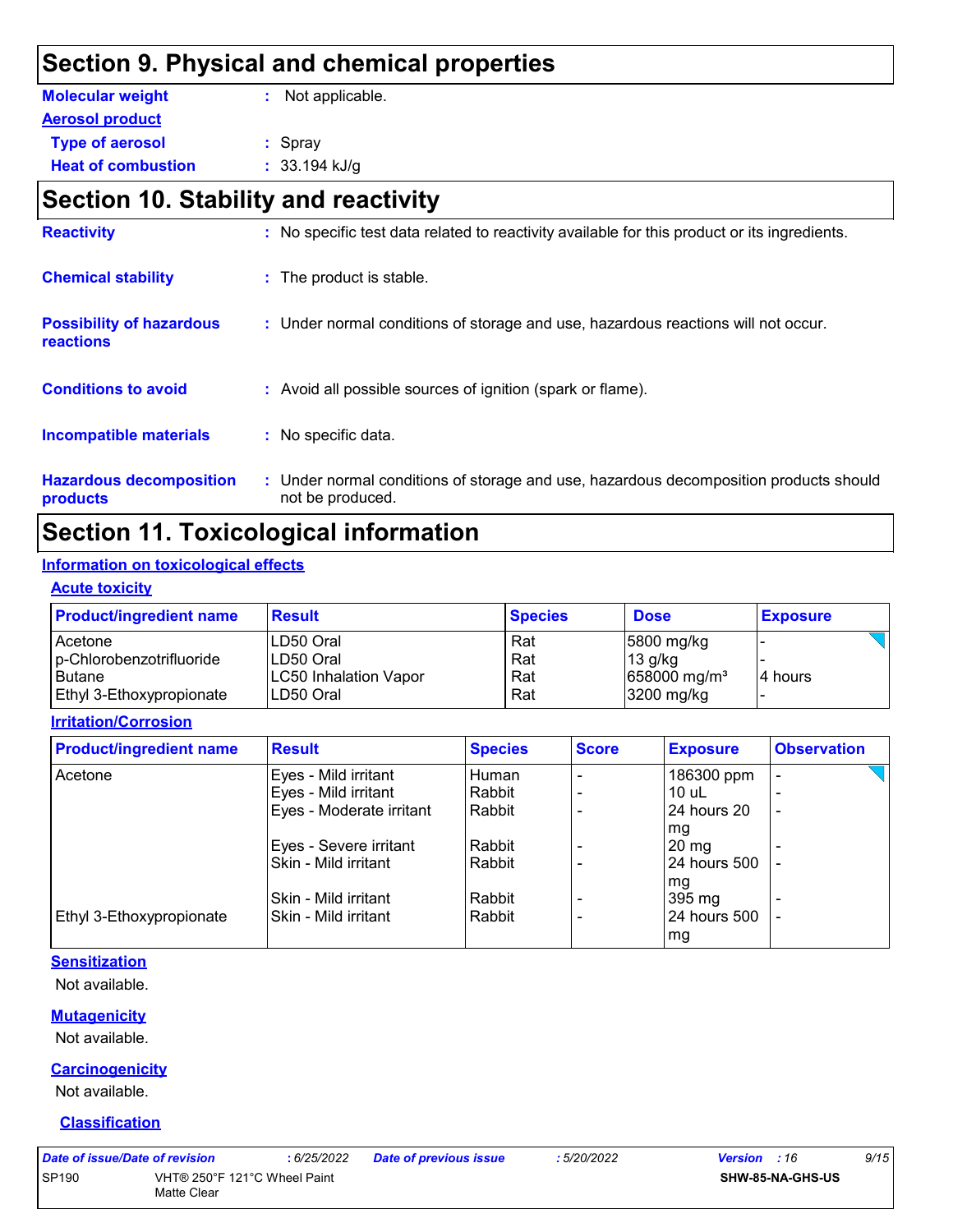## Section 9. Physical and chemical properties

**Molecular weight** : Not applicable.

**Aerosol product**

**Type of aerosol** : Spray

**Heat of combustion** : 33.194 kJ/g

## Section 10. Stability and reactivity

**Reactivity** : No specific test data related to reactivity available for this product or its ingredients.

**Chemical stability** : The product is stable.

**Possibility of hazardous reactions** : Under normal conditions of storage and use, hazardous reactions will not occur.

**Conditions to avoid** : Avoid all possible sources of ignition (spark or flame).

**Incompatible materials** : No specific data.

**Hazardous decomposition products** : Under normal conditions of storage and use, hazardous decomposition products should not be produced.

## Section 11. Toxicological information

### Information on toxicological effects

#### Acute toxicity

| Product/ingredient name | Result | Species | Dose | Exposure |
|---|---|---|---|---|
| Acetone | LD50 Oral | Rat | 5800 mg/kg | - |
| p-Chlorobenzotrifluoride | LD50 Oral | Rat | 13 g/kg | - |
| Butane | LC50 Inhalation Vapor | Rat | 658000 mg/m³ | 4 hours |
| Ethyl 3-Ethoxypropionate | LD50 Oral | Rat | 3200 mg/kg | - |

#### Irritation/Corrosion

| Product/ingredient name | Result | Species | Score | Exposure | Observation |
|---|---|---|---|---|---|
| Acetone | Eyes - Mild irritant | Human | - | 186300 ppm | - |
| | Eyes - Mild irritant | Rabbit | - | 10 uL | - |
| | Eyes - Moderate irritant | Rabbit | - | 24 hours 20 mg | - |
| | Eyes - Severe irritant | Rabbit | - | 20 mg | - |
| | Skin - Mild irritant | Rabbit | - | 24 hours 500 mg | - |
| | Skin - Mild irritant | Rabbit | - | 395 mg | - |
| Ethyl 3-Ethoxypropionate | Skin - Mild irritant | Rabbit | - | 24 hours 500 mg | - |

#### Sensitization

Not available.

#### Mutagenicity

Not available.

#### Carcinogenicity

Not available.

#### Classification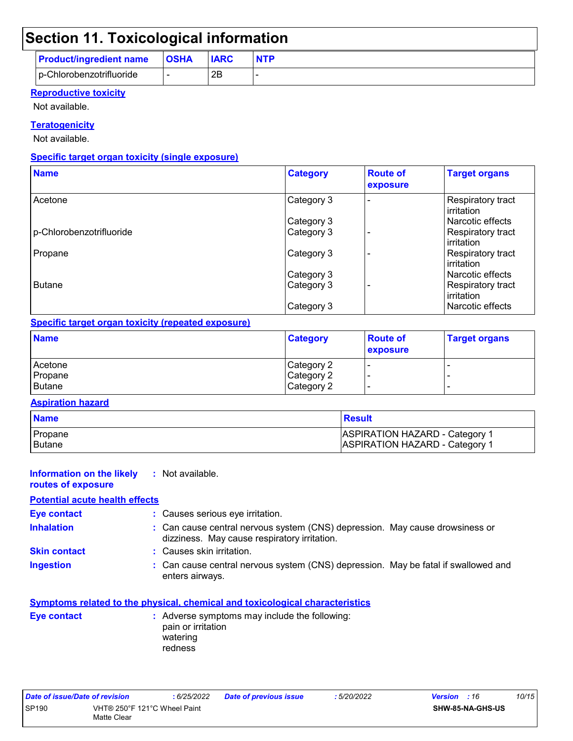# Section 11. Toxicological information

| Product/ingredient name | OSHA | IARC | NTP |
|---|---|---|---|
| p-Chlorobenzotrifluoride | - | 2B | - |

**Reproductive toxicity**

Not available.

**Teratogenicity**

Not available.

**Specific target organ toxicity (single exposure)**

| Name | Category | Route of exposure | Target organs |
|---|---|---|---|
| Acetone | Category 3 | - | Respiratory tract irritation |
| | Category 3 | | Narcotic effects |
| p-Chlorobenzotrifluoride | Category 3 | - | Respiratory tract irritation |
| Propane | Category 3 | - | Respiratory tract irritation |
| | Category 3 | | Narcotic effects |
| Butane | Category 3 | - | Respiratory tract irritation |
| | Category 3 | | Narcotic effects |

**Specific target organ toxicity (repeated exposure)**

| Name | Category | Route of exposure | Target organs |
|---|---|---|---|
| Acetone | Category 2 | - | - |
| Propane | Category 2 | - | - |
| Butane | Category 2 | - | - |

**Aspiration hazard**

| Name | Result |
|---|---|
| Propane | ASPIRATION HAZARD - Category 1 |
| Butane | ASPIRATION HAZARD - Category 1 |

**Information on the likely routes of exposure** : Not available.

**Potential acute health effects**

**Eye contact** : Causes serious eye irritation.

**Inhalation** : Can cause central nervous system (CNS) depression. May cause drowsiness or dizziness. May cause respiratory irritation.

**Skin contact** : Causes skin irritation.

**Ingestion** : Can cause central nervous system (CNS) depression. May be fatal if swallowed and enters airways.

**Symptoms related to the physical, chemical and toxicological characteristics**

**Eye contact** : Adverse symptoms may include the following:
pain or irritation
watering
redness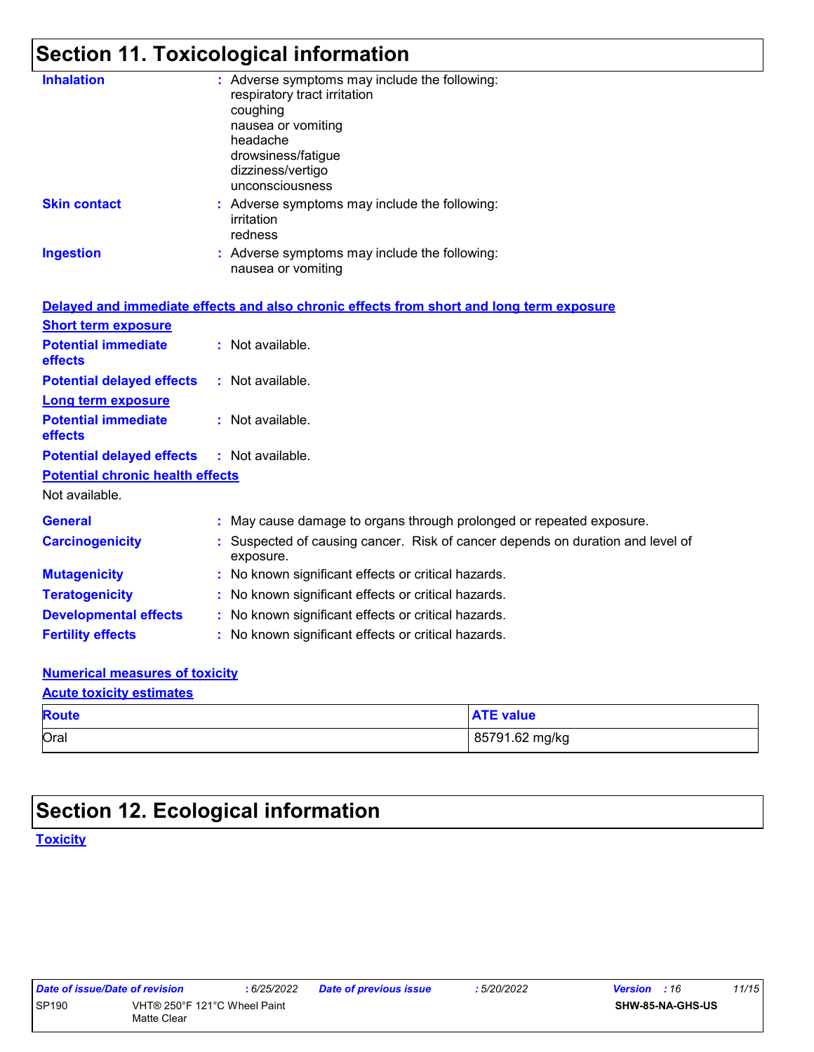# Section 11. Toxicological information

**Inhalation** : Adverse symptoms may include the following:
respiratory tract irritation
coughing
nausea or vomiting
headache
drowsiness/fatigue
dizziness/vertigo
unconsciousness

**Skin contact** : Adverse symptoms may include the following:
irritation
redness

**Ingestion** : Adverse symptoms may include the following:
nausea or vomiting

**Delayed and immediate effects and also chronic effects from short and long term exposure**

**Short term exposure**

**Potential immediate effects** : Not available.

**Potential delayed effects** : Not available.

**Long term exposure**

**Potential immediate effects** : Not available.

**Potential delayed effects** : Not available.

**Potential chronic health effects**

Not available.

**General** : May cause damage to organs through prolonged or repeated exposure.

**Carcinogenicity** : Suspected of causing cancer. Risk of cancer depends on duration and level of exposure.

**Mutagenicity** : No known significant effects or critical hazards.

**Teratogenicity** : No known significant effects or critical hazards.

**Developmental effects** : No known significant effects or critical hazards.

**Fertility effects** : No known significant effects or critical hazards.

**Numerical measures of toxicity**

**Acute toxicity estimates**

| Route | ATE value |
| --- | --- |
| Oral | 85791.62 mg/kg |

# Section 12. Ecological information

**Toxicity**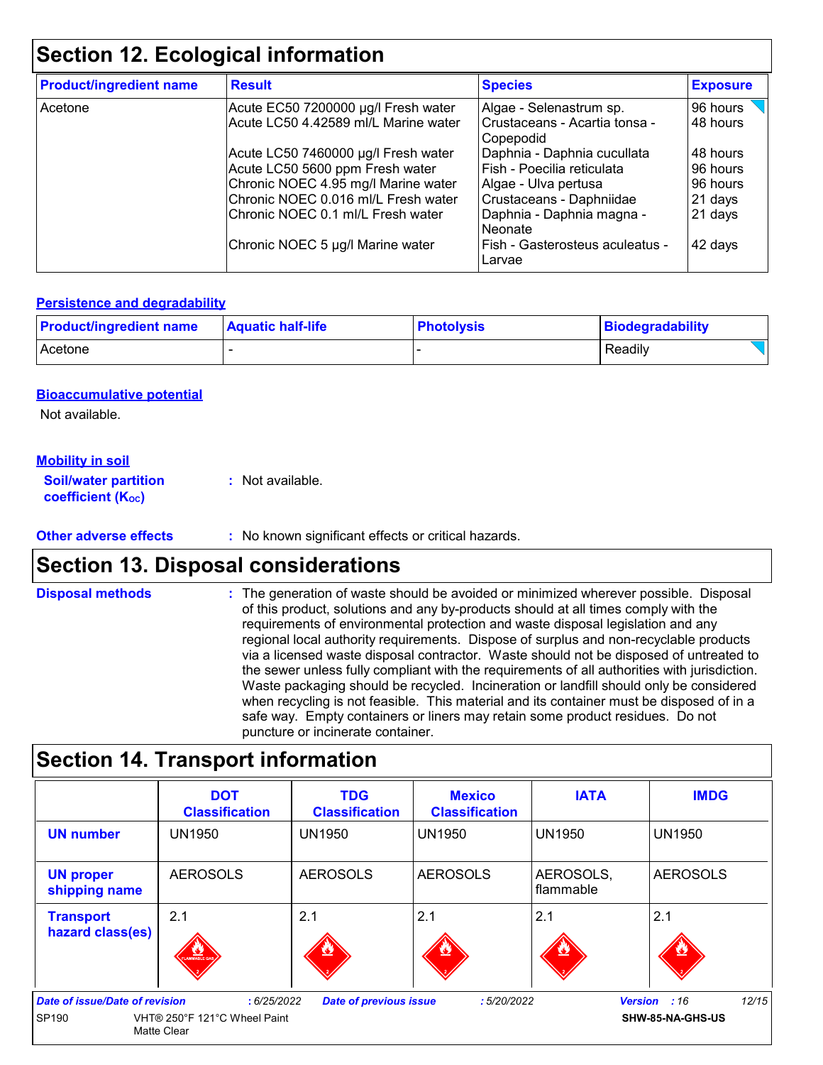## Section 12. Ecological information

| Product/ingredient name | Result | Species | Exposure |
|---|---|---|---|
| Acetone | Acute EC50 7200000 µg/l Fresh water | Algae - Selenastrum sp. | 96 hours |
| | Acute LC50 4.42589 ml/L Marine water | Crustaceans - Acartia tonsa - Copepodid | 48 hours |
| | Acute LC50 7460000 µg/l Fresh water | Daphnia - Daphnia cucullata | 48 hours |
| | Acute LC50 5600 ppm Fresh water | Fish - Poecilia reticulata | 96 hours |
| | Chronic NOEC 4.95 mg/l Marine water | Algae - Ulva pertusa | 96 hours |
| | Chronic NOEC 0.016 ml/L Fresh water | Crustaceans - Daphniidae | 21 days |
| | Chronic NOEC 0.1 ml/L Fresh water | Daphnia - Daphnia magna - Neonate | 21 days |
| | Chronic NOEC 5 µg/l Marine water | Fish - Gasterosteus aculeatus - Larvae | 42 days |

### Persistence and degradability

| Product/ingredient name | Aquatic half-life | Photolysis | Biodegradability |
|---|---|---|---|
| Acetone | - | - | Readily |

### Bioaccumulative potential

Not available.

### Mobility in soil

**Soil/water partition coefficient ($K_{OC}$)** : Not available.

**Other adverse effects** : No known significant effects or critical hazards.

## Section 13. Disposal considerations

**Disposal methods** : The generation of waste should be avoided or minimized wherever possible. Disposal of this product, solutions and any by-products should at all times comply with the requirements of environmental protection and waste disposal legislation and any regional local authority requirements. Dispose of surplus and non-recyclable products via a licensed waste disposal contractor. Waste should not be disposed of untreated to the sewer unless fully compliant with the requirements of all authorities with jurisdiction. Waste packaging should be recycled. Incineration or landfill should only be considered when recycling is not feasible. This material and its container must be disposed of in a safe way. Empty containers or liners may retain some product residues. Do not puncture or incinerate container.

## Section 14. Transport information

| | DOT Classification | TDG Classification | Mexico Classification | IATA | IMDG |
|---|---|---|---|---|---|
| **UN number** | UN1950 | UN1950 | UN1950 | UN1950 | UN1950 |
| **UN proper shipping name** | AEROSOLS | AEROSOLS | AEROSOLS | AEROSOLS, flammable | AEROSOLS |
| **Transport hazard class(es)** | 2.1 | 2.1 | 2.1 | 2.1 | 2.1 |

**Date of issue/Date of revision** : 6/25/2022 **Date of previous issue** : 5/20/2022 **Version** : 16

SP190 VHT® 250°F 121°C Wheel Paint Matte Clear SHW-85-NA-GHS-US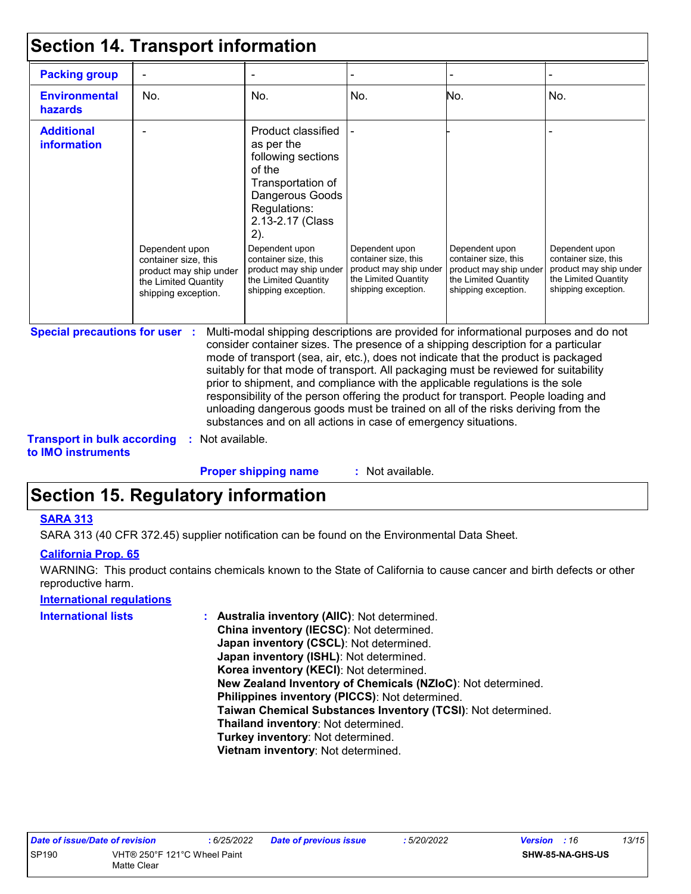## Section 14. Transport information

| | | | | | |
|---|---|---|---|---|---|
| **Packing group** | - | - | - | - | - |
| **Environmental hazards** | No. | No. | No. | No. | No. |
| **Additional information** | - <br><br> Dependent upon container size, this product may ship under the Limited Quantity shipping exception. | Product classified as per the following sections of the Transportation of Dangerous Goods Regulations: 2.13-2.17 (Class 2). <br><br> Dependent upon container size, this product may ship under the Limited Quantity shipping exception. | - <br><br> Dependent upon container size, this product may ship under the Limited Quantity shipping exception. | - <br><br> Dependent upon container size, this product may ship under the Limited Quantity shipping exception. | - <br><br> Dependent upon container size, this product may ship under the Limited Quantity shipping exception. |

**Special precautions for user** : Multi-modal shipping descriptions are provided for informational purposes and do not consider container sizes. The presence of a shipping description for a particular mode of transport (sea, air, etc.), does not indicate that the product is packaged suitably for that mode of transport. All packaging must be reviewed for suitability prior to shipment, and compliance with the applicable regulations is the sole responsibility of the person offering the product for transport. People loading and unloading dangerous goods must be trained on all of the risks deriving from the substances and on all actions in case of emergency situations.

**Transport in bulk according to IMO instruments** : Not available.

**Proper shipping name** : Not available.

## Section 15. Regulatory information

**SARA 313**

SARA 313 (40 CFR 372.45) supplier notification can be found on the Environmental Data Sheet.

**California Prop. 65**

WARNING: This product contains chemicals known to the State of California to cause cancer and birth defects or other reproductive harm.

**International regulations**

**International lists** :
**Australia inventory (AIIC)**: Not determined.
**China inventory (IECSC)**: Not determined.
**Japan inventory (CSCL)**: Not determined.
**Japan inventory (ISHL)**: Not determined.
**Korea inventory (KECI)**: Not determined.
**New Zealand Inventory of Chemicals (NZIoC)**: Not determined.
**Philippines inventory (PICCS)**: Not determined.
**Taiwan Chemical Substances Inventory (TCSI)**: Not determined.
**Thailand inventory**: Not determined.
**Turkey inventory**: Not determined.
**Vietnam inventory**: Not determined.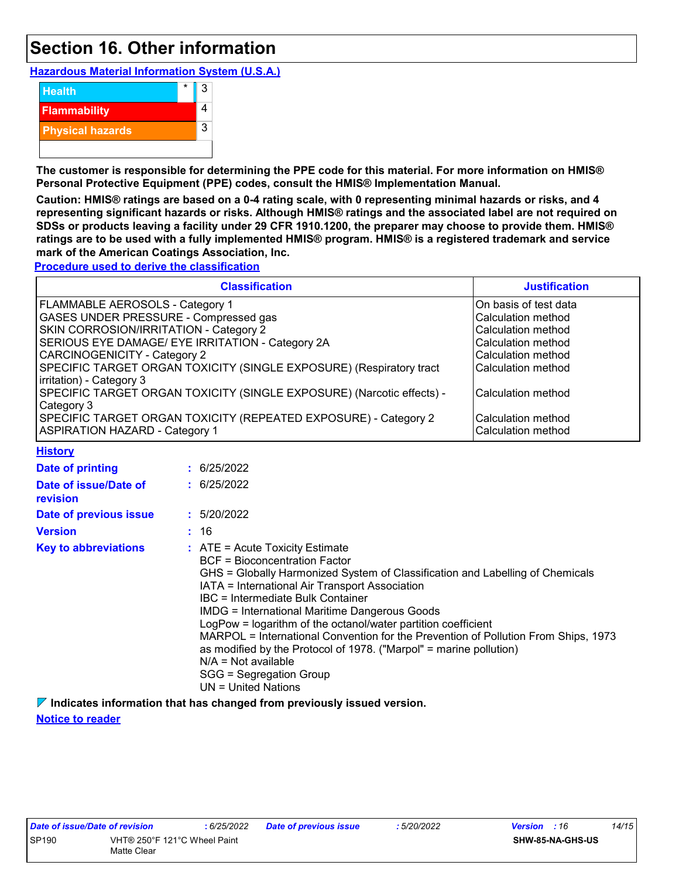# Section 16. Other information

**Hazardous Material Information System (U.S.A.)**

| | | |
|---|---|---|
| Health | * | 3 |
| Flammability | | 4 |
| Physical hazards | | 3 |

**The customer is responsible for determining the PPE code for this material. For more information on HMIS® Personal Protective Equipment (PPE) codes, consult the HMIS® Implementation Manual.**

**Caution: HMIS® ratings are based on a 0-4 rating scale, with 0 representing minimal hazards or risks, and 4 representing significant hazards or risks. Although HMIS® ratings and the associated label are not required on SDSs or products leaving a facility under 29 CFR 1910.1200, the preparer may choose to provide them. HMIS® ratings are to be used with a fully implemented HMIS® program. HMIS® is a registered trademark and service mark of the American Coatings Association, Inc.**

**Procedure used to derive the classification**

| Classification | Justification |
|---|---|
| FLAMMABLE AEROSOLS - Category 1 | On basis of test data |
| GASES UNDER PRESSURE - Compressed gas | Calculation method |
| SKIN CORROSION/IRRITATION - Category 2 | Calculation method |
| SERIOUS EYE DAMAGE/ EYE IRRITATION - Category 2A | Calculation method |
| CARCINOGENICITY - Category 2 | Calculation method |
| SPECIFIC TARGET ORGAN TOXICITY (SINGLE EXPOSURE) (Respiratory tract irritation) - Category 3 | Calculation method |
| SPECIFIC TARGET ORGAN TOXICITY (SINGLE EXPOSURE) (Narcotic effects) - Category 3 | Calculation method |
| SPECIFIC TARGET ORGAN TOXICITY (REPEATED EXPOSURE) - Category 2 | Calculation method |
| ASPIRATION HAZARD - Category 1 | Calculation method |

**History**

**Date of printing** : 6/25/2022

**Date of issue/Date of revision** : 6/25/2022

**Date of previous issue** : 5/20/2022

**Version** : 16

**Key to abbreviations** :
ATE = Acute Toxicity Estimate
BCF = Bioconcentration Factor
GHS = Globally Harmonized System of Classification and Labelling of Chemicals
IATA = International Air Transport Association
IBC = Intermediate Bulk Container
IMDG = International Maritime Dangerous Goods
LogPow = logarithm of the octanol/water partition coefficient
MARPOL = International Convention for the Prevention of Pollution From Ships, 1973 as modified by the Protocol of 1978. ("Marpol" = marine pollution)
N/A = Not available
SGG = Segregation Group
UN = United Nations

**Indicates information that has changed from previously issued version.**

**Notice to reader**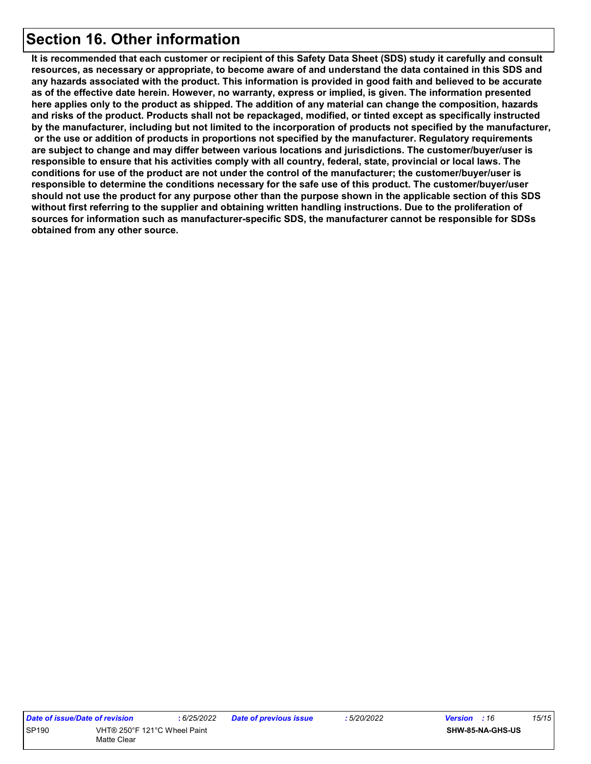## Section 16. Other information

**It is recommended that each customer or recipient of this Safety Data Sheet (SDS) study it carefully and consult resources, as necessary or appropriate, to become aware of and understand the data contained in this SDS and any hazards associated with the product. This information is provided in good faith and believed to be accurate as of the effective date herein. However, no warranty, express or implied, is given. The information presented here applies only to the product as shipped. The addition of any material can change the composition, hazards and risks of the product. Products shall not be repackaged, modified, or tinted except as specifically instructed by the manufacturer, including but not limited to the incorporation of products not specified by the manufacturer, or the use or addition of products in proportions not specified by the manufacturer. Regulatory requirements are subject to change and may differ between various locations and jurisdictions. The customer/buyer/user is responsible to ensure that his activities comply with all country, federal, state, provincial or local laws. The conditions for use of the product are not under the control of the manufacturer; the customer/buyer/user is responsible to determine the conditions necessary for the safe use of this product. The customer/buyer/user should not use the product for any purpose other than the purpose shown in the applicable section of this SDS without first referring to the supplier and obtaining written handling instructions. Due to the proliferation of sources for information such as manufacturer-specific SDS, the manufacturer cannot be responsible for SDSs obtained from any other source.**